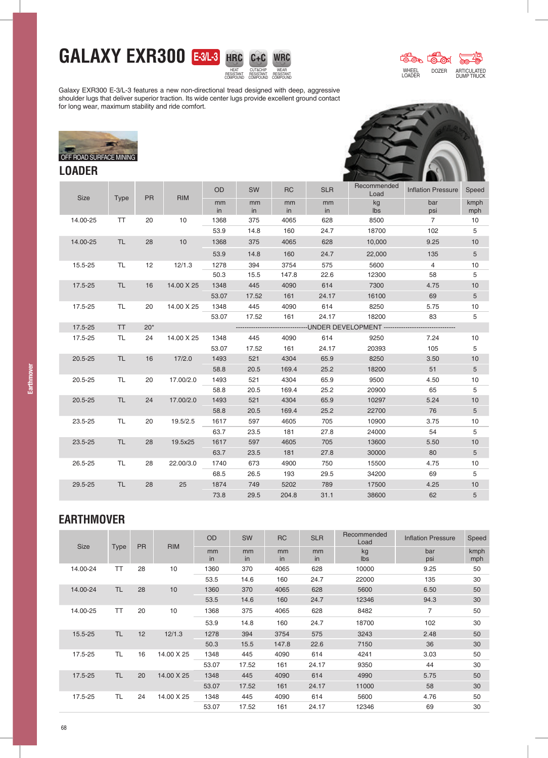# GALAXY EXR300 E-3/L-3

HRC HEAT RESISTANT COMPOUND | C+C CUT&CHIP RESISTANT COMPOUND | WRC WEAR RESISTANT COMPOUND

WHEEL LOADER | DOZER | ARTICULATED DUMP TRUCK

Galaxy EXR300 E-3/L-3 features a new non-directional tread designed with deep, aggressive shoulder lugs that deliver superior traction. Its wide center lugs provide excellent ground contact for long wear, maximum stability and ride comfort.

OFF ROAD SURFACE MINING

## LOADER

| Size | Type | PR | RIM | OD | SW | RC | SLR | Recommended Load | Inflation Pressure | Speed |
|---|---|---|---|---|---|---|---|---|---|---|
| | | | | mm / in | mm / in | mm / in | mm / in | kg / lbs | bar / psi | kmph / mph |
| 14.00-25 | TT | 20 | 10 | 1368 | 375 | 4065 | 628 | 8500 | 7 | 10 |
| | | | | 53.9 | 14.8 | 160 | 24.7 | 18700 | 102 | 5 |
| 14.00-25 | TL | 28 | 10 | 1368 | 375 | 4065 | 628 | 10,000 | 9.25 | 10 |
| | | | | 53.9 | 14.8 | 160 | 24.7 | 22,000 | 135 | 5 |
| 15.5-25 | TL | 12 | 12/1.3 | 1278 | 394 | 3754 | 575 | 5600 | 4 | 10 |
| | | | | 50.3 | 15.5 | 147.8 | 22.6 | 12300 | 58 | 5 |
| 17.5-25 | TL | 16 | 14.00 X 25 | 1348 | 445 | 4090 | 614 | 7300 | 4.75 | 10 |
| | | | | 53.07 | 17.52 | 161 | 24.17 | 16100 | 69 | 5 |
| 17.5-25 | TL | 20 | 14.00 X 25 | 1348 | 445 | 4090 | 614 | 8250 | 5.75 | 10 |
| | | | | 53.07 | 17.52 | 161 | 24.17 | 18200 | 83 | 5 |
| 17.5-25 | TT | 20* | | UNDER DEVELOPMENT | | | | | | |
| 17.5-25 | TL | 24 | 14.00 X 25 | 1348 | 445 | 4090 | 614 | 9250 | 7.24 | 10 |
| | | | | 53.07 | 17.52 | 161 | 24.17 | 20393 | 105 | 5 |
| 20.5-25 | TL | 16 | 17/2.0 | 1493 | 521 | 4304 | 65.9 | 8250 | 3.50 | 10 |
| | | | | 58.8 | 20.5 | 169.4 | 25.2 | 18200 | 51 | 5 |
| 20.5-25 | TL | 20 | 17.00/2.0 | 1493 | 521 | 4304 | 65.9 | 9500 | 4.50 | 10 |
| | | | | 58.8 | 20.5 | 169.4 | 25.2 | 20900 | 65 | 5 |
| 20.5-25 | TL | 24 | 17.00/2.0 | 1493 | 521 | 4304 | 65.9 | 10297 | 5.24 | 10 |
| | | | | 58.8 | 20.5 | 169.4 | 25.2 | 22700 | 76 | 5 |
| 23.5-25 | TL | 20 | 19.5/2.5 | 1617 | 597 | 4605 | 705 | 10900 | 3.75 | 10 |
| | | | | 63.7 | 23.5 | 181 | 27.8 | 24000 | 54 | 5 |
| 23.5-25 | TL | 28 | 19.5x25 | 1617 | 597 | 4605 | 705 | 13600 | 5.50 | 10 |
| | | | | 63.7 | 23.5 | 181 | 27.8 | 30000 | 80 | 5 |
| 26.5-25 | TL | 28 | 22.00/3.0 | 1740 | 673 | 4900 | 750 | 15500 | 4.75 | 10 |
| | | | | 68.5 | 26.5 | 193 | 29.5 | 34200 | 69 | 5 |
| 29.5-25 | TL | 28 | 25 | 1874 | 749 | 5202 | 789 | 17500 | 4.25 | 10 |
| | | | | 73.8 | 29.5 | 204.8 | 31.1 | 38600 | 62 | 5 |

## EARTHMOVER

| Size | Type | PR | RIM | OD | SW | RC | SLR | Recommended Load | Inflation Pressure | Speed |
|---|---|---|---|---|---|---|---|---|---|---|
| | | | | mm / in | mm / in | mm / in | mm / in | kg / lbs | bar / psi | kmph / mph |
| 14.00-24 | TT | 28 | 10 | 1360 | 370 | 4065 | 628 | 10000 | 9.25 | 50 |
| | | | | 53.5 | 14.6 | 160 | 24.7 | 22000 | 135 | 30 |
| 14.00-24 | TL | 28 | 10 | 1360 | 370 | 4065 | 628 | 5600 | 6.50 | 50 |
| | | | | 53.5 | 14.6 | 160 | 24.7 | 12346 | 94.3 | 30 |
| 14.00-25 | TT | 20 | 10 | 1368 | 375 | 4065 | 628 | 8482 | 7 | 50 |
| | | | | 53.9 | 14.8 | 160 | 24.7 | 18700 | 102 | 30 |
| 15.5-25 | TL | 12 | 12/1.3 | 1278 | 394 | 3754 | 575 | 3243 | 2.48 | 50 |
| | | | | 50.3 | 15.5 | 147.8 | 22.6 | 7150 | 36 | 30 |
| 17.5-25 | TL | 16 | 14.00 X 25 | 1348 | 445 | 4090 | 614 | 4241 | 3.03 | 50 |
| | | | | 53.07 | 17.52 | 161 | 24.17 | 9350 | 44 | 30 |
| 17.5-25 | TL | 20 | 14.00 X 25 | 1348 | 445 | 4090 | 614 | 4990 | 5.75 | 50 |
| | | | | 53.07 | 17.52 | 161 | 24.17 | 11000 | 58 | 30 |
| 17.5-25 | TL | 24 | 14.00 X 25 | 1348 | 445 | 4090 | 614 | 5600 | 4.76 | 50 |
| | | | | 53.07 | 17.52 | 161 | 24.17 | 12346 | 69 | 30 |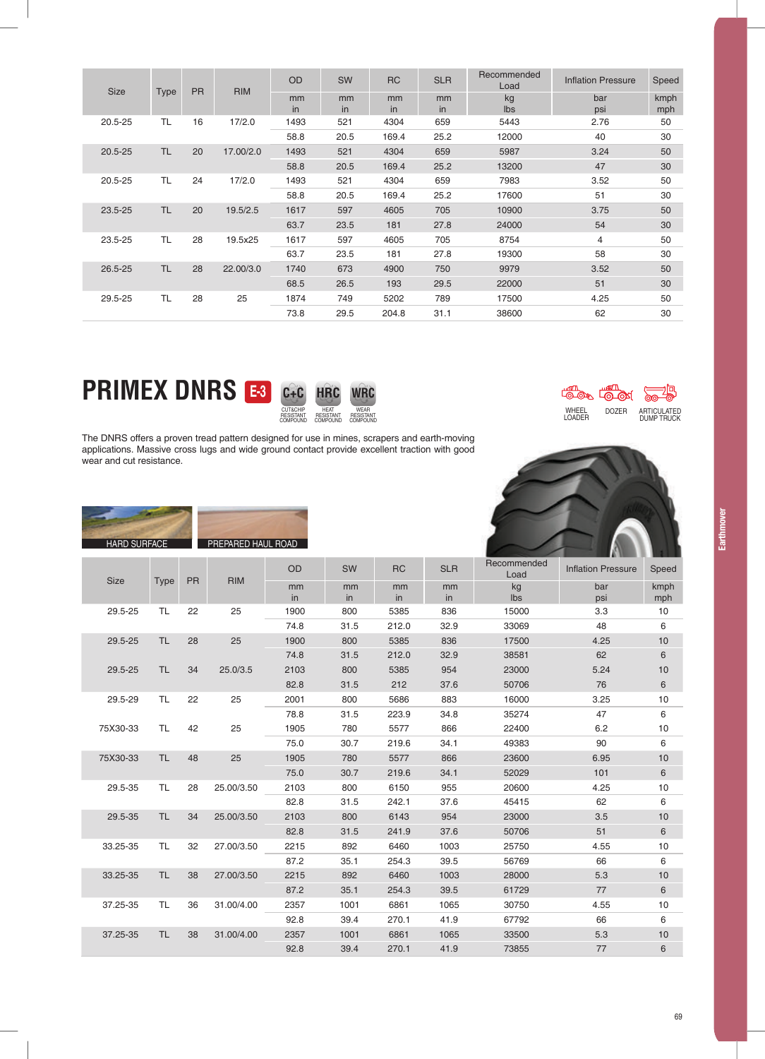| Size | Type | PR | RIM | OD | SW | RC | SLR | Recommended Load | Inflation Pressure | Speed |
|---|---|---|---|---|---|---|---|---|---|---|
| | | | | mm / in | mm / in | mm / in | mm / in | kg / lbs | bar / psi | kmph / mph |
| 20.5-25 | TL | 16 | 17/2.0 | 1493 | 521 | 4304 | 659 | 5443 | 2.76 | 50 |
| | | | | 58.8 | 20.5 | 169.4 | 25.2 | 12000 | 40 | 30 |
| 20.5-25 | TL | 20 | 17.00/2.0 | 1493 | 521 | 4304 | 659 | 5987 | 3.24 | 50 |
| | | | | 58.8 | 20.5 | 169.4 | 25.2 | 13200 | 47 | 30 |
| 20.5-25 | TL | 24 | 17/2.0 | 1493 | 521 | 4304 | 659 | 7983 | 3.52 | 50 |
| | | | | 58.8 | 20.5 | 169.4 | 25.2 | 17600 | 51 | 30 |
| 23.5-25 | TL | 20 | 19.5/2.5 | 1617 | 597 | 4605 | 705 | 10900 | 3.75 | 50 |
| | | | | 63.7 | 23.5 | 181 | 27.8 | 24000 | 54 | 30 |
| 23.5-25 | TL | 28 | 19.5x25 | 1617 | 597 | 4605 | 705 | 8754 | 4 | 50 |
| | | | | 63.7 | 23.5 | 181 | 27.8 | 19300 | 58 | 30 |
| 26.5-25 | TL | 28 | 22.00/3.0 | 1740 | 673 | 4900 | 750 | 9979 | 3.52 | 50 |
| | | | | 68.5 | 26.5 | 193 | 29.5 | 22000 | 51 | 30 |
| 29.5-25 | TL | 28 | 25 | 1874 | 749 | 5202 | 789 | 17500 | 4.25 | 50 |
| | | | | 73.8 | 29.5 | 204.8 | 31.1 | 38600 | 62 | 30 |

# PRIMEX DNRS

E-3 | C+C CUT&CHIP RESISTANT COMPOUND | HRC HEAT RESISTANT COMPOUND | WRC WEAR RESISTANT COMPOUND

WHEEL LOADER | DOZER | ARTICULATED DUMP TRUCK

The DNRS offers a proven tread pattern designed for use in mines, scrapers and earth-moving applications. Massive cross lugs and wide ground contact provide excellent traction with good wear and cut resistance.

HARD SURFACE | PREPARED HAUL ROAD

| Size | Type | PR | RIM | OD | SW | RC | SLR | Recommended Load | Inflation Pressure | Speed |
|---|---|---|---|---|---|---|---|---|---|---|
| | | | | mm / in | mm / in | mm / in | mm / in | kg / lbs | bar / psi | kmph / mph |
| 29.5-25 | TL | 22 | 25 | 1900 | 800 | 5385 | 836 | 15000 | 3.3 | 10 |
| | | | | 74.8 | 31.5 | 212.0 | 32.9 | 33069 | 48 | 6 |
| 29.5-25 | TL | 28 | 25 | 1900 | 800 | 5385 | 836 | 17500 | 4.25 | 10 |
| | | | | 74.8 | 31.5 | 212.0 | 32.9 | 38581 | 62 | 6 |
| 29.5-25 | TL | 34 | 25.0/3.5 | 2103 | 800 | 5385 | 954 | 23000 | 5.24 | 10 |
| | | | | 82.8 | 31.5 | 212 | 37.6 | 50706 | 76 | 6 |
| 29.5-29 | TL | 22 | 25 | 2001 | 800 | 5686 | 883 | 16000 | 3.25 | 10 |
| | | | | 78.8 | 31.5 | 223.9 | 34.8 | 35274 | 47 | 6 |
| 75X30-33 | TL | 42 | 25 | 1905 | 780 | 5577 | 866 | 22400 | 6.2 | 10 |
| | | | | 75.0 | 30.7 | 219.6 | 34.1 | 49383 | 90 | 6 |
| 75X30-33 | TL | 48 | 25 | 1905 | 780 | 5577 | 866 | 23600 | 6.95 | 10 |
| | | | | 75.0 | 30.7 | 219.6 | 34.1 | 52029 | 101 | 6 |
| 29.5-35 | TL | 28 | 25.00/3.50 | 2103 | 800 | 6150 | 955 | 20600 | 4.25 | 10 |
| | | | | 82.8 | 31.5 | 242.1 | 37.6 | 45415 | 62 | 6 |
| 29.5-35 | TL | 34 | 25.00/3.50 | 2103 | 800 | 6143 | 954 | 23000 | 3.5 | 10 |
| | | | | 82.8 | 31.5 | 241.9 | 37.6 | 50706 | 51 | 6 |
| 33.25-35 | TL | 32 | 27.00/3.50 | 2215 | 892 | 6460 | 1003 | 25750 | 4.55 | 10 |
| | | | | 87.2 | 35.1 | 254.3 | 39.5 | 56769 | 66 | 6 |
| 33.25-35 | TL | 38 | 27.00/3.50 | 2215 | 892 | 6460 | 1003 | 28000 | 5.3 | 10 |
| | | | | 87.2 | 35.1 | 254.3 | 39.5 | 61729 | 77 | 6 |
| 37.25-35 | TL | 36 | 31.00/4.00 | 2357 | 1001 | 6861 | 1065 | 30750 | 4.55 | 10 |
| | | | | 92.8 | 39.4 | 270.1 | 41.9 | 67792 | 66 | 6 |
| 37.25-35 | TL | 38 | 31.00/4.00 | 2357 | 1001 | 6861 | 1065 | 33500 | 5.3 | 10 |
| | | | | 92.8 | 39.4 | 270.1 | 41.9 | 73855 | 77 | 6 |